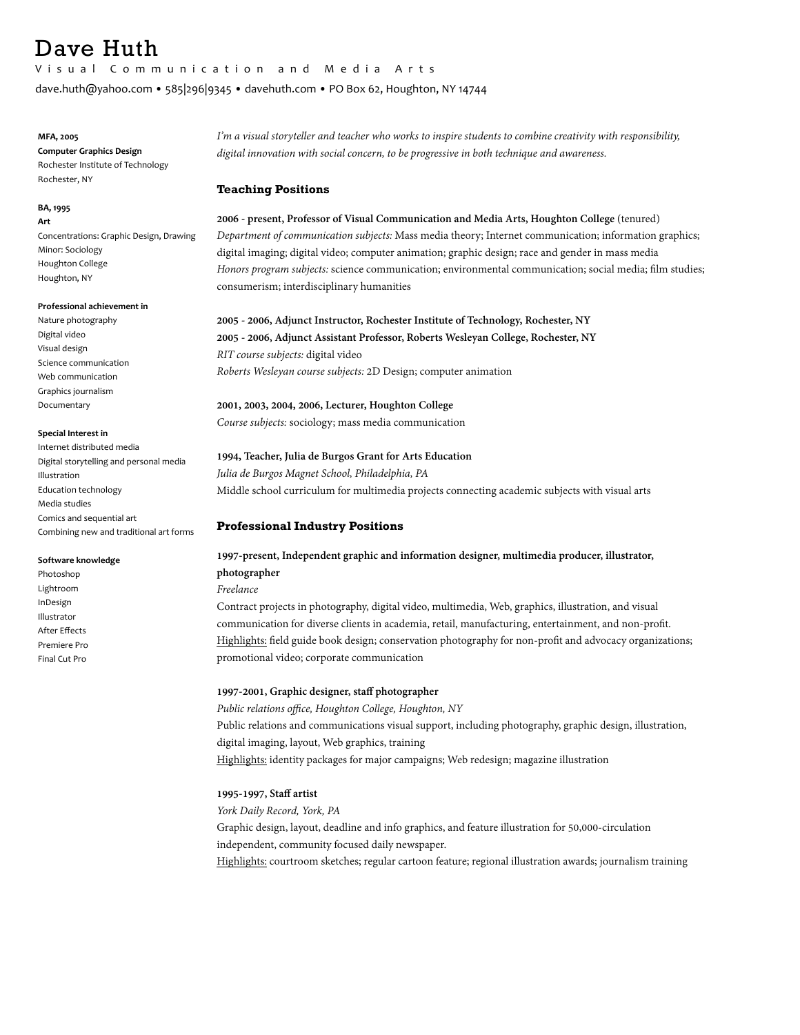# Dave Huth

Visual Communication and Media Arts

dave.huth@yahoo.com • 585|296|9345 • davehuth.com • PO Box 62, Houghton, NY 14744

**MFA, 2005**
**Computer Graphics Design**
Rochester Institute of Technology
Rochester, NY

**BA, 1995**
**Art**
Concentrations: Graphic Design, Drawing
Minor: Sociology
Houghton College
Houghton, NY

**Professional achievement in**
Nature photography
Digital video
Visual design
Science communication
Web communication
Graphics journalism
Documentary

**Special Interest in**
Internet distributed media
Digital storytelling and personal media
Illustration
Education technology
Media studies
Comics and sequential art
Combining new and traditional art forms

**Software knowledge**
Photoshop
Lightroom
InDesign
Illustrator
After Effects
Premiere Pro
Final Cut Pro

*I'm a visual storyteller and teacher who works to inspire students to combine creativity with responsibility, digital innovation with social concern, to be progressive in both technique and awareness.*

## Teaching Positions

**2006 - present, Professor of Visual Communication and Media Arts, Houghton College** (tenured)
*Department of communication subjects:* Mass media theory; Internet communication; information graphics; digital imaging; digital video; computer animation; graphic design; race and gender in mass media
*Honors program subjects:* science communication; environmental communication; social media; film studies; consumerism; interdisciplinary humanities

**2005 - 2006, Adjunct Instructor, Rochester Institute of Technology, Rochester, NY**
**2005 - 2006, Adjunct Assistant Professor, Roberts Wesleyan College, Rochester, NY**
*RIT course subjects:* digital video
*Roberts Wesleyan course subjects:* 2D Design; computer animation

**2001, 2003, 2004, 2006, Lecturer, Houghton College**
*Course subjects:* sociology; mass media communication

**1994, Teacher, Julia de Burgos Grant for Arts Education**
*Julia de Burgos Magnet School, Philadelphia, PA*
Middle school curriculum for multimedia projects connecting academic subjects with visual arts

## Professional Industry Positions

**1997-present, Independent graphic and information designer, multimedia producer, illustrator, photographer**
*Freelance*
Contract projects in photography, digital video, multimedia, Web, graphics, illustration, and visual communication for diverse clients in academia, retail, manufacturing, entertainment, and non-profit.
Highlights: field guide book design; conservation photography for non-profit and advocacy organizations; promotional video; corporate communication

**1997-2001, Graphic designer, staff photographer**
*Public relations office, Houghton College, Houghton, NY*
Public relations and communications visual support, including photography, graphic design, illustration, digital imaging, layout, Web graphics, training
Highlights: identity packages for major campaigns; Web redesign; magazine illustration

**1995-1997, Staff artist**
*York Daily Record, York, PA*
Graphic design, layout, deadline and info graphics, and feature illustration for 50,000-circulation independent, community focused daily newspaper.
Highlights: courtroom sketches; regular cartoon feature; regional illustration awards; journalism training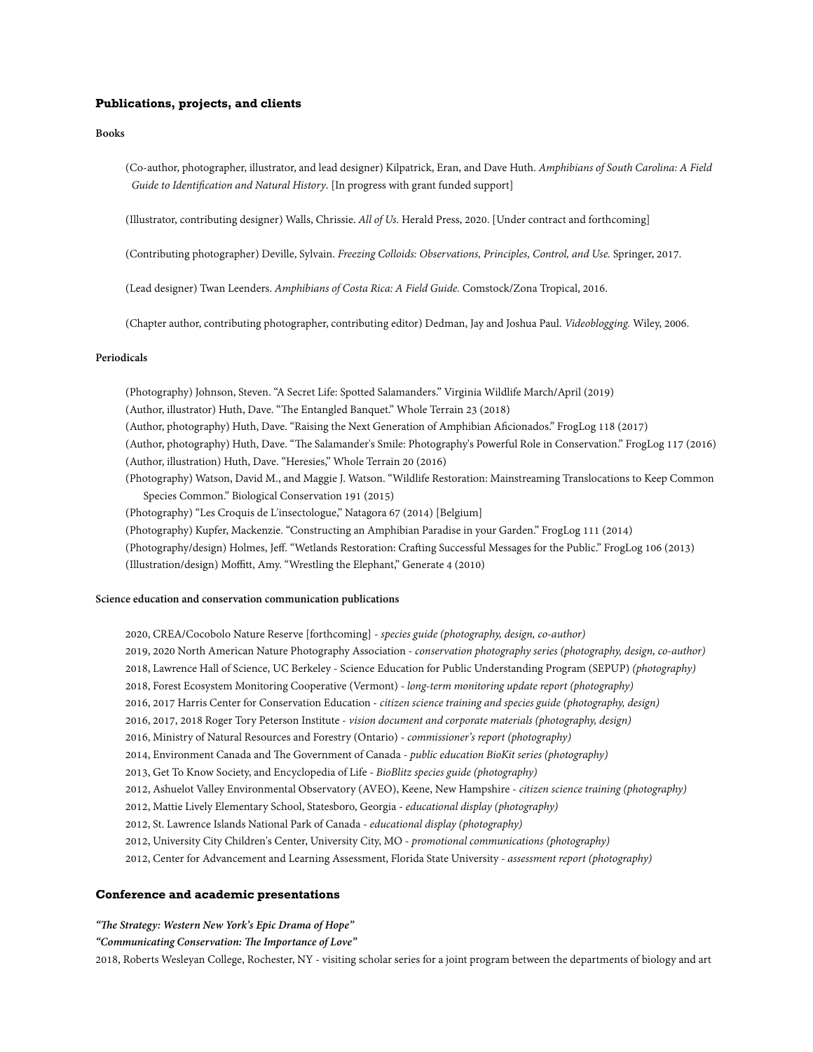## Publications, projects, and clients

### Books

(Co-author, photographer, illustrator, and lead designer) Kilpatrick, Eran, and Dave Huth. *Amphibians of South Carolina: A Field Guide to Identification and Natural History*. [In progress with grant funded support]

(Illustrator, contributing designer) Walls, Chrissie. *All of Us.* Herald Press, 2020. [Under contract and forthcoming]

(Contributing photographer) Deville, Sylvain. *Freezing Colloids: Observations, Principles, Control, and Use.* Springer, 2017.

(Lead designer) Twan Leenders. *Amphibians of Costa Rica: A Field Guide.* Comstock/Zona Tropical, 2016.

(Chapter author, contributing photographer, contributing editor) Dedman, Jay and Joshua Paul. *Videoblogging.* Wiley, 2006.

### Periodicals

(Photography) Johnson, Steven. "A Secret Life: Spotted Salamanders." Virginia Wildlife March/April (2019)
(Author, illustrator) Huth, Dave. "The Entangled Banquet." Whole Terrain 23 (2018)
(Author, photography) Huth, Dave. "Raising the Next Generation of Amphibian Aficionados." FrogLog 118 (2017)
(Author, photography) Huth, Dave. "The Salamander's Smile: Photography's Powerful Role in Conservation." FrogLog 117 (2016)
(Author, illustration) Huth, Dave. "Heresies," Whole Terrain 20 (2016)
(Photography) Watson, David M., and Maggie J. Watson. "Wildlife Restoration: Mainstreaming Translocations to Keep Common Species Common." Biological Conservation 191 (2015)
(Photography) "Les Croquis de L'insectologue," Natagora 67 (2014) [Belgium]
(Photography) Kupfer, Mackenzie. "Constructing an Amphibian Paradise in your Garden." FrogLog 111 (2014)
(Photography/design) Holmes, Jeff. "Wetlands Restoration: Crafting Successful Messages for the Public." FrogLog 106 (2013)
(Illustration/design) Moffitt, Amy. "Wrestling the Elephant," Generate 4 (2010)

### Science education and conservation communication publications

2020, CREA/Cocobolo Nature Reserve [forthcoming] - *species guide (photography, design, co-author)*
2019, 2020 North American Nature Photography Association - *conservation photography series (photography, design, co-author)*
2018, Lawrence Hall of Science, UC Berkeley - Science Education for Public Understanding Program (SEPUP) *(photography)*
2018, Forest Ecosystem Monitoring Cooperative (Vermont) - *long-term monitoring update report (photography)*
2016, 2017 Harris Center for Conservation Education - *citizen science training and species guide (photography, design)*
2016, 2017, 2018 Roger Tory Peterson Institute - *vision document and corporate materials (photography, design)*
2016, Ministry of Natural Resources and Forestry (Ontario) - *commissioner's report (photography)*
2014, Environment Canada and The Government of Canada - *public education BioKit series (photography)*
2013, Get To Know Society, and Encyclopedia of Life - *BioBlitz species guide (photography)*
2012, Ashuelot Valley Environmental Observatory (AVEO), Keene, New Hampshire - *citizen science training (photography)*
2012, Mattie Lively Elementary School, Statesboro, Georgia - *educational display (photography)*
2012, St. Lawrence Islands National Park of Canada - *educational display (photography)*
2012, University City Children's Center, University City, MO - *promotional communications (photography)*
2012, Center for Advancement and Learning Assessment, Florida State University - *assessment report (photography)*

## Conference and academic presentations

***"The Strategy: Western New York's Epic Drama of Hope"***
***"Communicating Conservation: The Importance of Love"***
2018, Roberts Wesleyan College, Rochester, NY - visiting scholar series for a joint program between the departments of biology and art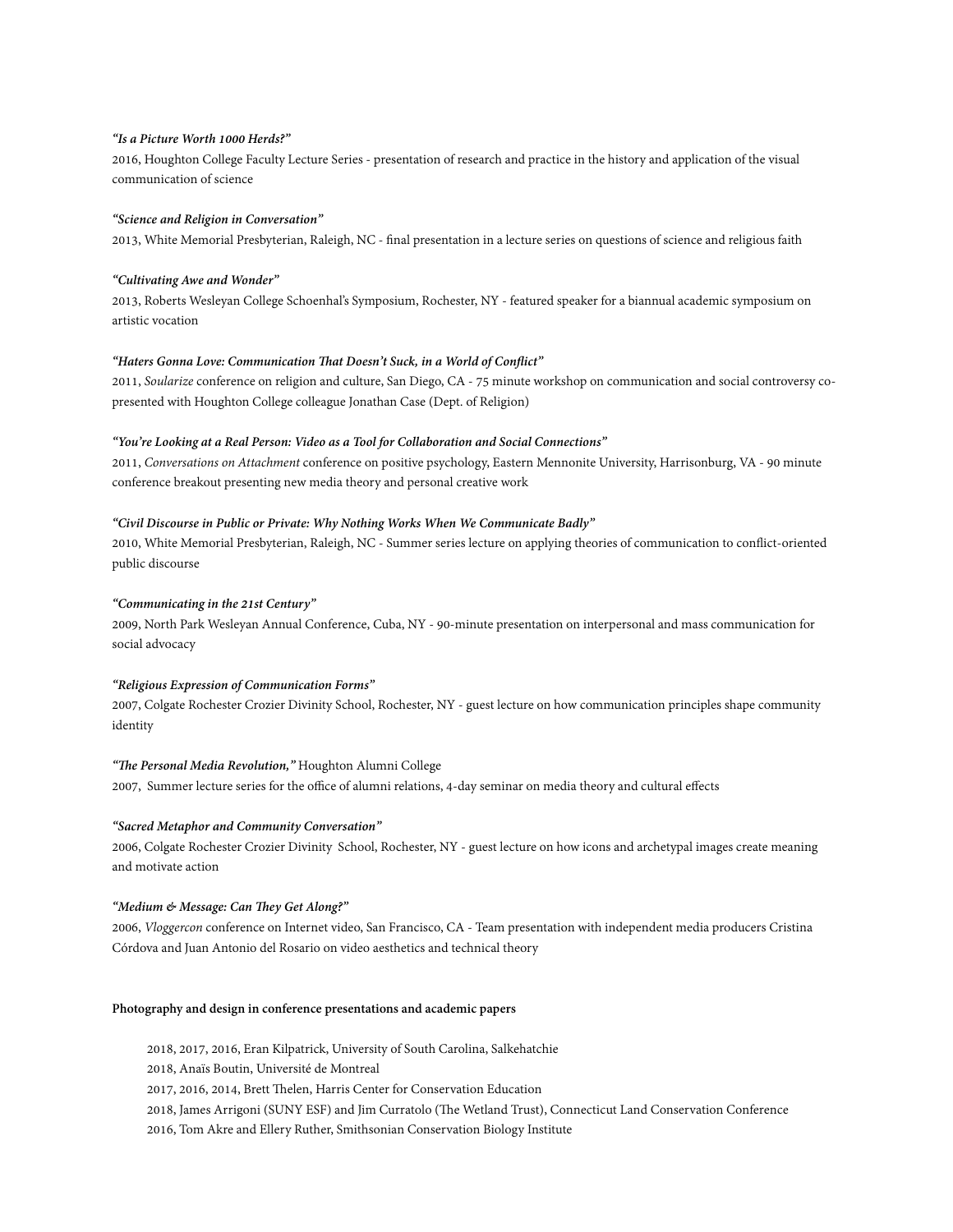***"Is a Picture Worth 1000 Herds?"***

2016, Houghton College Faculty Lecture Series - presentation of research and practice in the history and application of the visual communication of science

***"Science and Religion in Conversation"***

2013, White Memorial Presbyterian, Raleigh, NC - final presentation in a lecture series on questions of science and religious faith

***"Cultivating Awe and Wonder"***

2013, Roberts Wesleyan College Schoenhal's Symposium, Rochester, NY - featured speaker for a biannual academic symposium on artistic vocation

***"Haters Gonna Love: Communication That Doesn't Suck, in a World of Conflict"***

2011, *Soularize* conference on religion and culture, San Diego, CA - 75 minute workshop on communication and social controversy co-presented with Houghton College colleague Jonathan Case (Dept. of Religion)

***"You're Looking at a Real Person: Video as a Tool for Collaboration and Social Connections"***

2011, *Conversations on Attachment* conference on positive psychology, Eastern Mennonite University, Harrisonburg, VA - 90 minute conference breakout presenting new media theory and personal creative work

***"Civil Discourse in Public or Private: Why Nothing Works When We Communicate Badly"***

2010, White Memorial Presbyterian, Raleigh, NC - Summer series lecture on applying theories of communication to conflict-oriented public discourse

***"Communicating in the 21st Century"***

2009, North Park Wesleyan Annual Conference, Cuba, NY - 90-minute presentation on interpersonal and mass communication for social advocacy

***"Religious Expression of Communication Forms"***

2007, Colgate Rochester Crozier Divinity School, Rochester, NY - guest lecture on how communication principles shape community identity

***"The Personal Media Revolution,"*** Houghton Alumni College

2007, Summer lecture series for the office of alumni relations, 4-day seminar on media theory and cultural effects

***"Sacred Metaphor and Community Conversation"***

2006, Colgate Rochester Crozier Divinity School, Rochester, NY - guest lecture on how icons and archetypal images create meaning and motivate action

***"Medium & Message: Can They Get Along?"***

2006, *Vloggercon* conference on Internet video, San Francisco, CA - Team presentation with independent media producers Cristina Córdova and Juan Antonio del Rosario on video aesthetics and technical theory

**Photography and design in conference presentations and academic papers**

2018, 2017, 2016, Eran Kilpatrick, University of South Carolina, Salkehatchie
2018, Anaïs Boutin, Université de Montreal
2017, 2016, 2014, Brett Thelen, Harris Center for Conservation Education
2018, James Arrigoni (SUNY ESF) and Jim Curratolo (The Wetland Trust), Connecticut Land Conservation Conference
2016, Tom Akre and Ellery Ruther, Smithsonian Conservation Biology Institute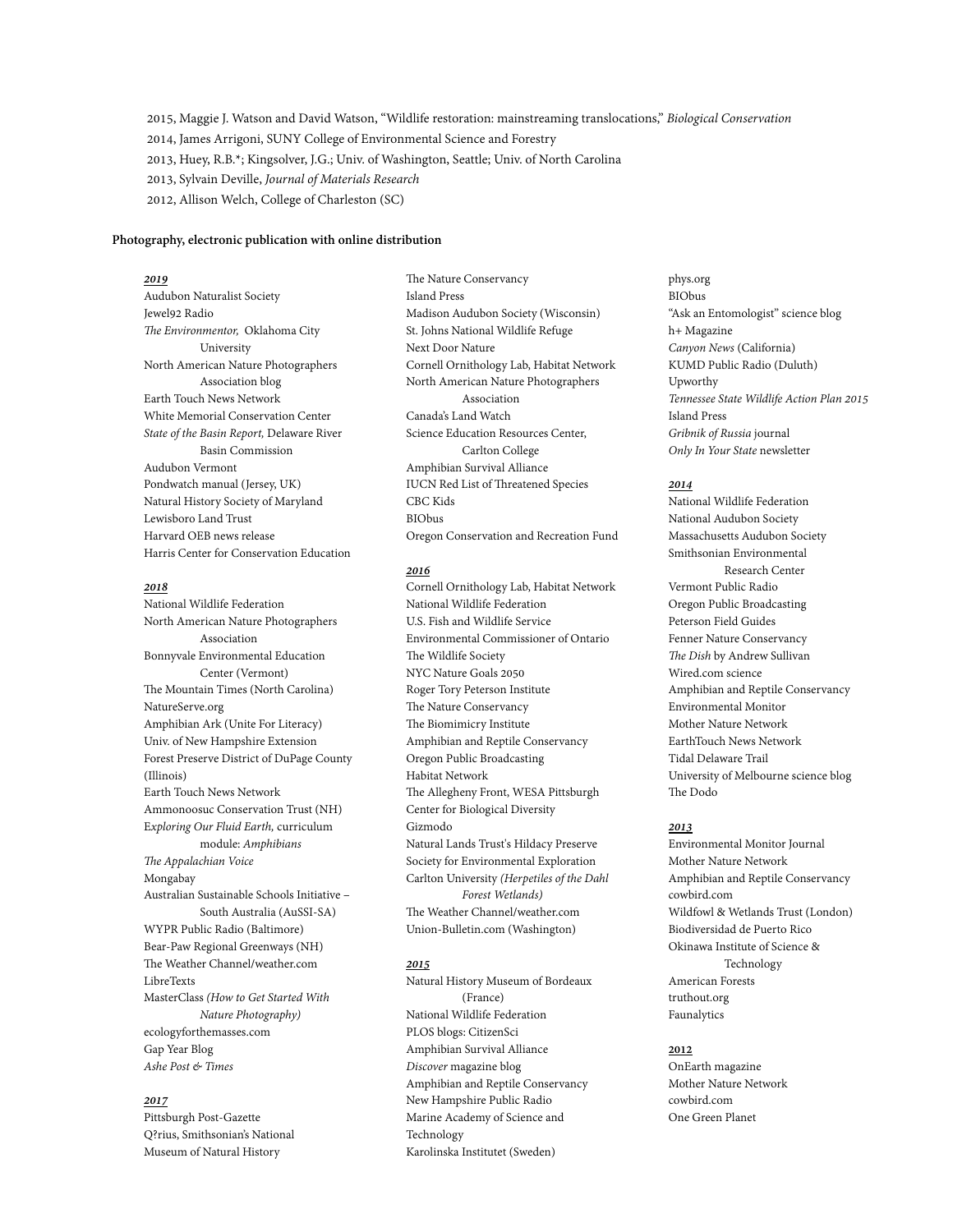2015, Maggie J. Watson and David Watson, "Wildlife restoration: mainstreaming translocations," *Biological Conservation*
2014, James Arrigoni, SUNY College of Environmental Science and Forestry
2013, Huey, R.B.*; Kingsolver, J.G.; Univ. of Washington, Seattle; Univ. of North Carolina
2013, Sylvain Deville, *Journal of Materials Research*
2012, Allison Welch, College of Charleston (SC)

**Photography, electronic publication with online distribution**

***2019***

Audubon Naturalist Society
Jewel92 Radio
*The Environmentor,* Oklahoma City University
North American Nature Photographers Association blog
Earth Touch News Network
White Memorial Conservation Center
*State of the Basin Report,* Delaware River Basin Commission
Audubon Vermont
Pondwatch manual (Jersey, UK)
Natural History Society of Maryland
Lewisboro Land Trust
Harvard OEB news release
Harris Center for Conservation Education

***2018***

National Wildlife Federation
North American Nature Photographers Association
Bonnyvale Environmental Education Center (Vermont)
The Mountain Times (North Carolina)
NatureServe.org
Amphibian Ark (Unite For Literacy)
Univ. of New Hampshire Extension
Forest Preserve District of DuPage County (Illinois)
Earth Touch News Network
Ammonoosuc Conservation Trust (NH)
E*xploring Our Fluid Earth,* curriculum module: *Amphibians*
*The Appalachian Voice*
Mongabay
Australian Sustainable Schools Initiative – South Australia (AuSSI-SA)
WYPR Public Radio (Baltimore)
Bear-Paw Regional Greenways (NH)
The Weather Channel/weather.com
LibreTexts
MasterClass *(How to Get Started With Nature Photography)*
ecologyforthemasses.com
Gap Year Blog
*Ashe Post & Times*

***2017***

Pittsburgh Post-Gazette
Q?rius, Smithsonian's National Museum of Natural History
The Nature Conservancy
Island Press
Madison Audubon Society (Wisconsin)
St. Johns National Wildlife Refuge
Next Door Nature
Cornell Ornithology Lab, Habitat Network
North American Nature Photographers Association
Canada's Land Watch
Science Education Resources Center, Carlton College
Amphibian Survival Alliance
IUCN Red List of Threatened Species
CBC Kids
BIObus
Oregon Conservation and Recreation Fund

***2016***

Cornell Ornithology Lab, Habitat Network
National Wildlife Federation
U.S. Fish and Wildlife Service
Environmental Commissioner of Ontario
The Wildlife Society
NYC Nature Goals 2050
Roger Tory Peterson Institute
The Nature Conservancy
The Biomimicry Institute
Amphibian and Reptile Conservancy
Oregon Public Broadcasting
Habitat Network
The Allegheny Front, WESA Pittsburgh
Center for Biological Diversity
Gizmodo
Natural Lands Trust's Hildacy Preserve
Society for Environmental Exploration
Carlton University *(Herpetiles of the Dahl Forest Wetlands)*
The Weather Channel/weather.com
Union-Bulletin.com (Washington)

***2015***

Natural History Museum of Bordeaux (France)
National Wildlife Federation
PLOS blogs: CitizenSci
Amphibian Survival Alliance
*Discover* magazine blog
Amphibian and Reptile Conservancy
New Hampshire Public Radio
Marine Academy of Science and Technology
Karolinska Institutet (Sweden)
phys.org
BIObus
"Ask an Entomologist" science blog
h+ Magazine
*Canyon News* (California)
KUMD Public Radio (Duluth)
Upworthy
*Tennessee State Wildlife Action Plan 2015*
Island Press
*Gribnik of Russia* journal
*Only In Your State* newsletter

***2014***

National Wildlife Federation
National Audubon Society
Massachusetts Audubon Society
Smithsonian Environmental Research Center
Vermont Public Radio
Oregon Public Broadcasting
Peterson Field Guides
Fenner Nature Conservancy
*The Dish* by Andrew Sullivan
Wired.com science
Amphibian and Reptile Conservancy
Environmental Monitor
Mother Nature Network
EarthTouch News Network
Tidal Delaware Trail
University of Melbourne science blog
The Dodo

***2013***

Environmental Monitor Journal
Mother Nature Network
Amphibian and Reptile Conservancy
cowbird.com
Wildfowl & Wetlands Trust (London)
Biodiversidad de Puerto Rico
Okinawa Institute of Science & Technology
American Forests
truthout.org
Faunalytics

***2012***

OnEarth magazine
Mother Nature Network
cowbird.com
One Green Planet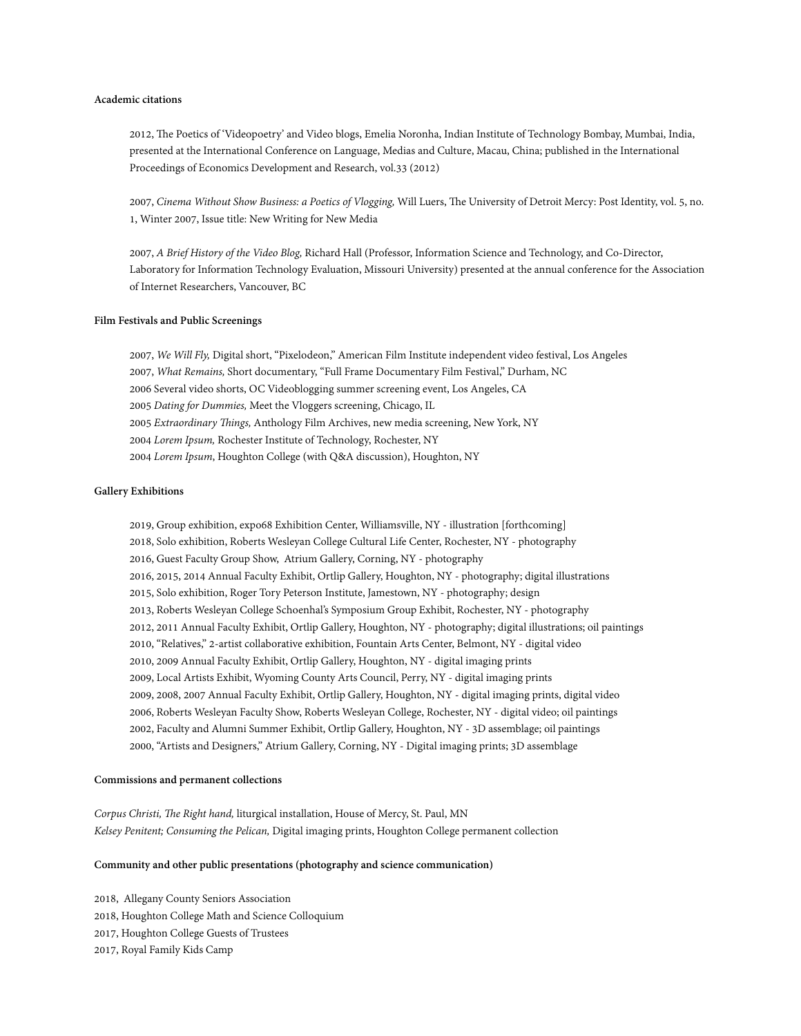**Academic citations**

2012, The Poetics of 'Videopoetry' and Video blogs, Emelia Noronha, Indian Institute of Technology Bombay, Mumbai, India, presented at the International Conference on Language, Medias and Culture, Macau, China; published in the International Proceedings of Economics Development and Research, vol.33 (2012)

2007, *Cinema Without Show Business: a Poetics of Vlogging,* Will Luers, The University of Detroit Mercy: Post Identity, vol. 5, no. 1, Winter 2007, Issue title: New Writing for New Media

2007, *A Brief History of the Video Blog,* Richard Hall (Professor, Information Science and Technology, and Co-Director, Laboratory for Information Technology Evaluation, Missouri University) presented at the annual conference for the Association of Internet Researchers, Vancouver, BC

**Film Festivals and Public Screenings**

2007, *We Will Fly,* Digital short, "Pixelodeon," American Film Institute independent video festival, Los Angeles
2007, *What Remains,* Short documentary, "Full Frame Documentary Film Festival," Durham, NC
2006 Several video shorts, OC Videoblogging summer screening event, Los Angeles, CA
2005 *Dating for Dummies,* Meet the Vloggers screening, Chicago, IL
2005 *Extraordinary Things,* Anthology Film Archives, new media screening, New York, NY
2004 *Lorem Ipsum,* Rochester Institute of Technology, Rochester, NY
2004 *Lorem Ipsum*, Houghton College (with Q&A discussion), Houghton, NY

**Gallery Exhibitions**

2019, Group exhibition, expo68 Exhibition Center, Williamsville, NY - illustration [forthcoming]
2018, Solo exhibition, Roberts Wesleyan College Cultural Life Center, Rochester, NY - photography
2016, Guest Faculty Group Show, Atrium Gallery, Corning, NY - photography
2016, 2015, 2014 Annual Faculty Exhibit, Ortlip Gallery, Houghton, NY - photography; digital illustrations
2015, Solo exhibition, Roger Tory Peterson Institute, Jamestown, NY - photography; design
2013, Roberts Wesleyan College Schoenhal's Symposium Group Exhibit, Rochester, NY - photography
2012, 2011 Annual Faculty Exhibit, Ortlip Gallery, Houghton, NY - photography; digital illustrations; oil paintings
2010, "Relatives," 2-artist collaborative exhibition, Fountain Arts Center, Belmont, NY - digital video
2010, 2009 Annual Faculty Exhibit, Ortlip Gallery, Houghton, NY - digital imaging prints
2009, Local Artists Exhibit, Wyoming County Arts Council, Perry, NY - digital imaging prints
2009, 2008, 2007 Annual Faculty Exhibit, Ortlip Gallery, Houghton, NY - digital imaging prints, digital video
2006, Roberts Wesleyan Faculty Show, Roberts Wesleyan College, Rochester, NY - digital video; oil paintings
2002, Faculty and Alumni Summer Exhibit, Ortlip Gallery, Houghton, NY - 3D assemblage; oil paintings
2000, "Artists and Designers," Atrium Gallery, Corning, NY - Digital imaging prints; 3D assemblage

**Commissions and permanent collections**

*Corpus Christi, The Right hand,* liturgical installation, House of Mercy, St. Paul, MN
*Kelsey Penitent; Consuming the Pelican,* Digital imaging prints, Houghton College permanent collection

**Community and other public presentations (photography and science communication)**

2018, Allegany County Seniors Association
2018, Houghton College Math and Science Colloquium
2017, Houghton College Guests of Trustees
2017, Royal Family Kids Camp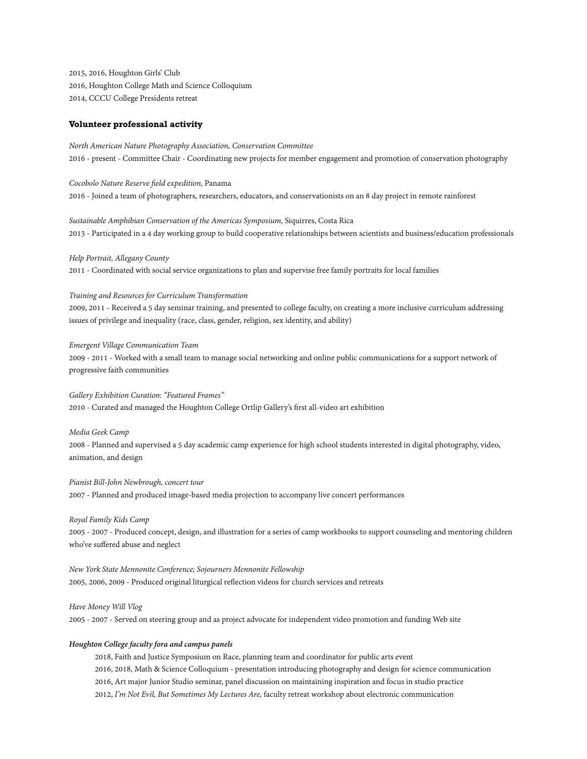2015, 2016, Houghton Girls' Club  
2016, Houghton College Math and Science Colloquium  
2014, CCCU College Presidents retreat

## Volunteer professional activity

*North American Nature Photography Association, Conservation Committee*  
2016 - present - Committee Chair - Coordinating new projects for member engagement and promotion of conservation photography

*Cocobolo Nature Reserve field expedition,* Panama  
2016 - Joined a team of photographers, researchers, educators, and conservationists on an 8 day project in remote rainforest

*Sustainable Amphibian Conservation of the Americas Symposium,* Siquirres, Costa Rica  
2013 - Participated in a 4 day working group to build cooperative relationships between scientists and business/education professionals

*Help Portrait, Allegany County*  
2011 - Coordinated with social service organizations to plan and supervise free family portraits for local families

*Training and Resources for Curriculum Transformation*  
2009, 2011 - Received a 5 day seminar training, and presented to college faculty, on creating a more inclusive curriculum addressing issues of privilege and inequality (race, class, gender, religion, sex identity, and ability)

*Emergent Village Communication Team*  
2009 - 2011 - Worked with a small team to manage social networking and online public communications for a support network of progressive faith communities

*Gallery Exhibition Curation: "Featured Frames"*  
2010 - Curated and managed the Houghton College Ortlip Gallery's first all-video art exhibition

*Media Geek Camp*  
2008 - Planned and supervised a 5 day academic camp experience for high school students interested in digital photography, video, animation, and design

*Pianist Bill-John Newbrough, concert tour*  
2007 - Planned and produced image-based media projection to accompany live concert performances

*Royal Family Kids Camp*  
2005 - 2007 - Produced concept, design, and illustration for a series of camp workbooks to support counseling and mentoring children who've suffered abuse and neglect

*New York State Mennonite Conference; Sojourners Mennonite Fellowship*  
2005, 2006, 2009 - Produced original liturgical reflection videos for church services and retreats

*Have Money Will Vlog*  
2005 - 2007 - Served on steering group and as project advocate for independent video promotion and funding Web site

***Houghton College faculty fora and campus panels***

2018, Faith and Justice Symposium on Race, planning team and coordinator for public arts event  
2016, 2018, Math & Science Colloquium - presentation introducing photography and design for science communication  
2016, Art major Junior Studio seminar, panel discussion on maintaining inspiration and focus in studio practice  
2012, *I'm Not Evil, But Sometimes My Lectures Are,* faculty retreat workshop about electronic communication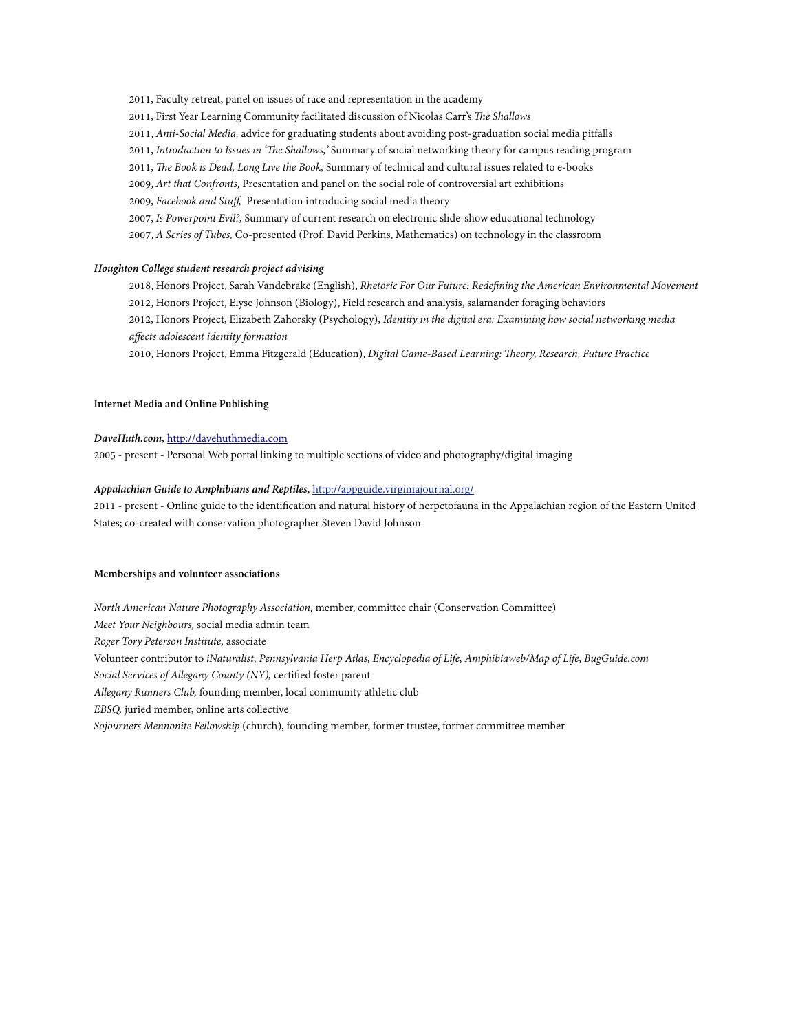2011, Faculty retreat, panel on issues of race and representation in the academy

2011, First Year Learning Community facilitated discussion of Nicolas Carr's *The Shallows*

2011, *Anti-Social Media,* advice for graduating students about avoiding post-graduation social media pitfalls

2011, *Introduction to Issues in 'The Shallows,'* Summary of social networking theory for campus reading program

2011, *The Book is Dead, Long Live the Book,* Summary of technical and cultural issues related to e-books

2009, *Art that Confronts,* Presentation and panel on the social role of controversial art exhibitions

2009, *Facebook and Stuff,* Presentation introducing social media theory

2007, *Is Powerpoint Evil?,* Summary of current research on electronic slide-show educational technology

2007, *A Series of Tubes,* Co-presented (Prof. David Perkins, Mathematics) on technology in the classroom

***Houghton College student research project advising***

2018, Honors Project, Sarah Vandebrake (English), *Rhetoric For Our Future: Redefining the American Environmental Movement*

2012, Honors Project, Elyse Johnson (Biology), Field research and analysis, salamander foraging behaviors

2012, Honors Project, Elizabeth Zahorsky (Psychology), *Identity in the digital era: Examining how social networking media affects adolescent identity formation*

2010, Honors Project, Emma Fitzgerald (Education), *Digital Game-Based Learning: Theory, Research, Future Practice*

**Internet Media and Online Publishing**

***DaveHuth.com,*** http://davehuthmedia.com

2005 - present - Personal Web portal linking to multiple sections of video and photography/digital imaging

***Appalachian Guide to Amphibians and Reptiles,*** http://appguide.virginiajournal.org/

2011 - present - Online guide to the identification and natural history of herpetofauna in the Appalachian region of the Eastern United States; co-created with conservation photographer Steven David Johnson

**Memberships and volunteer associations**

*North American Nature Photography Association,* member, committee chair (Conservation Committee)

*Meet Your Neighbours,* social media admin team

*Roger Tory Peterson Institute,* associate

Volunteer contributor to *iNaturalist, Pennsylvania Herp Atlas, Encyclopedia of Life, Amphibiaweb/Map of Life, BugGuide.com*

*Social Services of Allegany County (NY),* certified foster parent

*Allegany Runners Club,* founding member, local community athletic club

*EBSQ,* juried member, online arts collective

*Sojourners Mennonite Fellowship* (church), founding member, former trustee, former committee member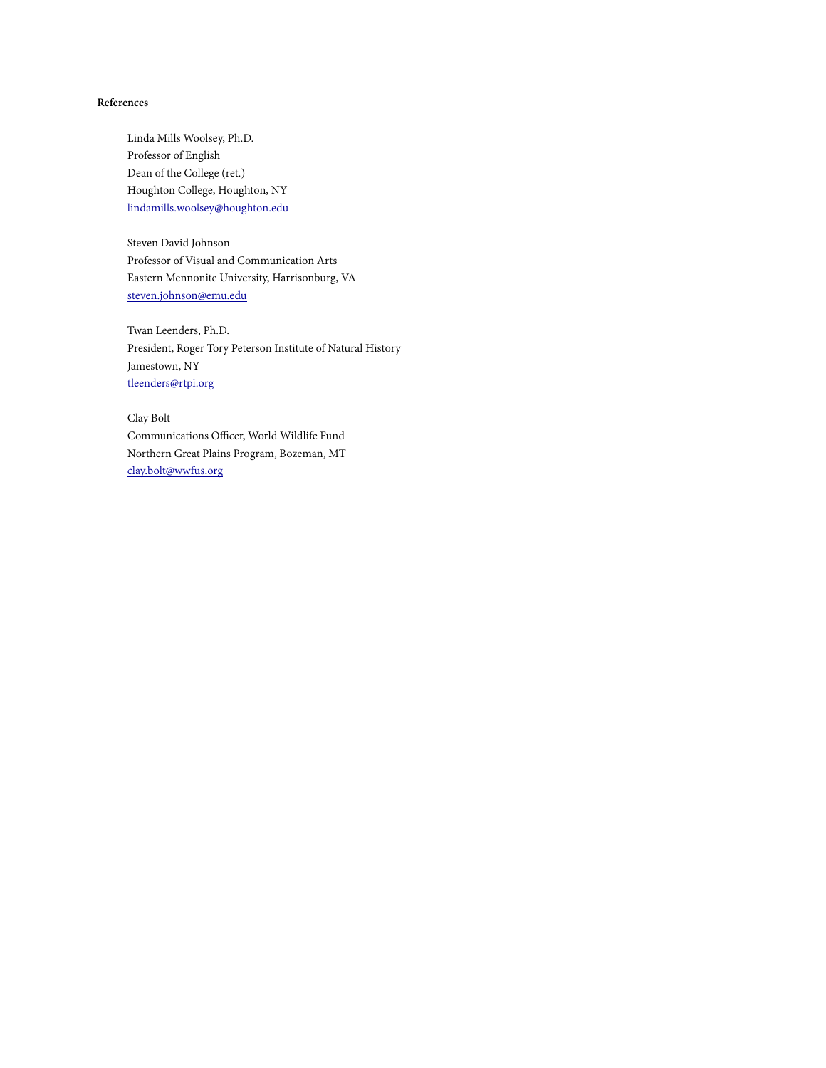**References**

Linda Mills Woolsey, Ph.D.
Professor of English
Dean of the College (ret.)
Houghton College, Houghton, NY
lindamills.woolsey@houghton.edu

Steven David Johnson
Professor of Visual and Communication Arts
Eastern Mennonite University, Harrisonburg, VA
steven.johnson@emu.edu

Twan Leenders, Ph.D.
President, Roger Tory Peterson Institute of Natural History
Jamestown, NY
tleenders@rtpi.org

Clay Bolt
Communications Officer, World Wildlife Fund
Northern Great Plains Program, Bozeman, MT
clay.bolt@wwfus.org